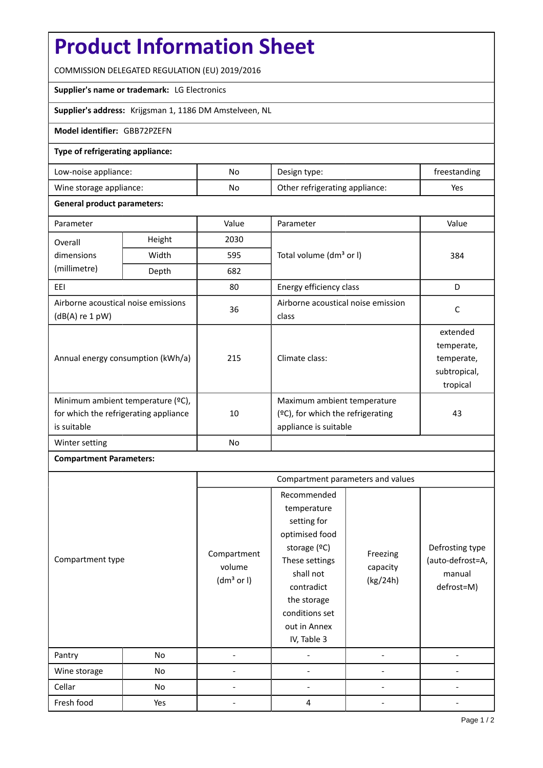# Product Information Sheet

COMMISSION DELEGATED REGULATION (EU) 2019/2016

**Supplier's name or trademark:** LG Electronics

**Supplier's address:** Krijgsman 1, 1186 DM Amstelveen, NL

**Model identifier:** GBB72PZEFN

**Type of refrigerating appliance:**

| | | | |
|---|---|---|---|
| Low-noise appliance: | No | Design type: | freestanding |
| Wine storage appliance: | No | Other refrigerating appliance: | Yes |

**General product parameters:**

| Parameter | | Value | Parameter | Value |
|---|---|---|---|---|
| Overall dimensions (millimetre) | Height | 2030 | Total volume (dm³ or l) | 384 |
| | Width | 595 | | |
| | Depth | 682 | | |
| EEI | | 80 | Energy efficiency class | D |
| Airborne acoustical noise emissions (dB(A) re 1 pW) | | 36 | Airborne acoustical noise emission class | C |
| Annual energy consumption (kWh/a) | | 215 | Climate class: | extended temperate, temperate, subtropical, tropical |
| Minimum ambient temperature (ºC), for which the refrigerating appliance is suitable | | 10 | Maximum ambient temperature (ºC), for which the refrigerating appliance is suitable | 43 |
| Winter setting | | No | | |

**Compartment Parameters:**

| Compartment type | | Compartment parameters and values | | | |
|---|---|---|---|---|---|
| | | Compartment volume (dm³ or l) | Recommended temperature setting for optimised food storage (ºC) These settings shall not contradict the storage conditions set out in Annex IV, Table 3 | Freezing capacity (kg/24h) | Defrosting type (auto-defrost=A, manual defrost=M) |
| Pantry | No | - | - | - | - |
| Wine storage | No | - | - | - | - |
| Cellar | No | - | - | - | - |
| Fresh food | Yes | - | 4 | - | - |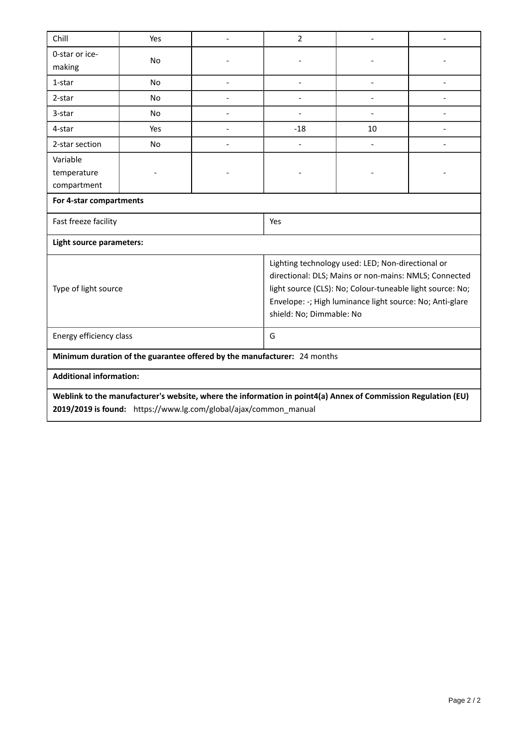| | | | | | |
|---|---|---|---|---|---|
| Chill | Yes | - | 2 | - | - |
| 0-star or ice-making | No | - | - | - | - |
| 1-star | No | - | - | - | - |
| 2-star | No | - | - | - | - |
| 3-star | No | - | - | - | - |
| 4-star | Yes | - | -18 | 10 | - |
| 2-star section | No | - | - | - | - |
| Variable temperature compartment | - | - | - | - | - |

| | |
|---|---|
| **For 4-star compartments** | |
| Fast freeze facility | Yes |
| **Light source parameters:** | |
| Type of light source | Lighting technology used: LED; Non-directional or directional: DLS; Mains or non-mains: NMLS; Connected light source (CLS): No; Colour-tuneable light source: No; Envelope: -; High luminance light source: No; Anti-glare shield: No; Dimmable: No |
| Energy efficiency class | G |

**Minimum duration of the guarantee offered by the manufacturer:** 24 months

**Additional information:**

**Weblink to the manufacturer's website, where the information in point4(a) Annex of Commission Regulation (EU) 2019/2019 is found:** https://www.lg.com/global/ajax/common_manual